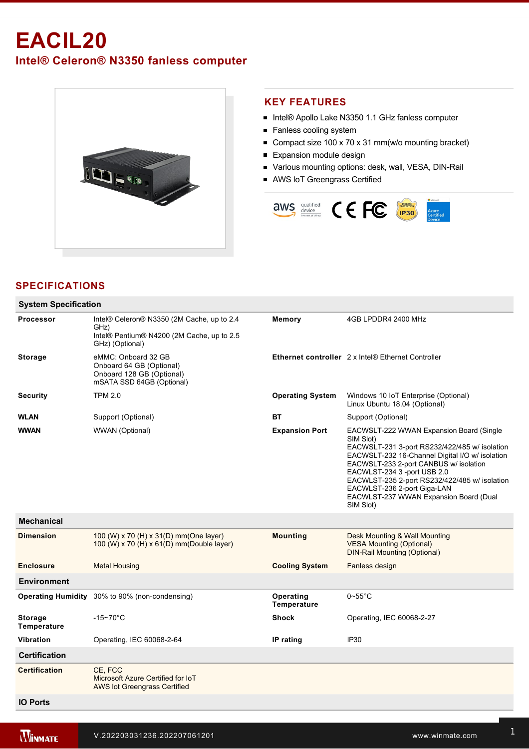# EACIL20

## Intel® Celeron® N3350 fanless computer

## KEY FEATURES

- Intel® Apollo Lake N3350 1.1 GHz fanless computer
- Fanless cooling system
- Compact size 100 x 70 x 31 mm(w/o mounting bracket)
- Expansion module design
- Various mounting options: desk, wall, VESA, DIN-Rail
- AWS IoT Greengrass Certified

## SPECIFICATIONS

### System Specification

| | | | |
|---|---|---|---|
| **Processor** | Intel® Celeron® N3350 (2M Cache, up to 2.4 GHz)<br>Intel® Pentium® N4200 (2M Cache, up to 2.5 GHz) (Optional) | **Memory** | 4GB LPDDR4 2400 MHz |
| **Storage** | eMMC: Onboard 32 GB<br>Onboard 64 GB (Optional)<br>Onboard 128 GB (Optional)<br>mSATA SSD 64GB (Optional) | **Ethernet controller** | 2 x Intel® Ethernet Controller |
| **Security** | TPM 2.0 | **Operating System** | Windows 10 IoT Enterprise (Optional)<br>Linux Ubuntu 18.04 (Optional) |
| **WLAN** | Support (Optional) | **BT** | Support (Optional) |
| **WWAN** | WWAN (Optional) | **Expansion Port** | EACWSLT-222 WWAN Expansion Board (Single SIM Slot)<br>EACWSLT-231 3-port RS232/422/485 w/ isolation<br>EACWSLT-232 16-Channel Digital I/O w/ isolation<br>EACWSLT-233 2-port CANBUS w/ isolation<br>EACWLST-234 3 -port USB 2.0<br>EACWLST-235 2-port RS232/422/485 w/ isolation<br>EACWLST-236 2-port Giga-LAN<br>EACWLST-237 WWAN Expansion Board (Dual SIM Slot) |

### Mechanical

| | | | |
|---|---|---|---|
| **Dimension** | 100 (W) x 70 (H) x 31(D) mm(One layer)<br>100 (W) x 70 (H) x 61(D) mm(Double layer) | **Mounting** | Desk Mounting & Wall Mounting<br>VESA Mounting (Optional)<br>DIN-Rail Mounting (Optional) |
| **Enclosure** | Metal Housing | **Cooling System** | Fanless design |

### Environment

| | | | |
|---|---|---|---|
| **Operating Humidity** | 30% to 90% (non-condensing) | **Operating Temperature** | 0~55°C |
| **Storage Temperature** | -15~70°C | **Shock** | Operating, IEC 60068-2-27 |
| **Vibration** | Operating, IEC 60068-2-64 | **IP rating** | IP30 |

### Certification

| | |
|---|---|
| **Certification** | CE, FCC<br>Microsoft Azure Certified for IoT<br>AWS Iot Greengrass Certified |

### IO Ports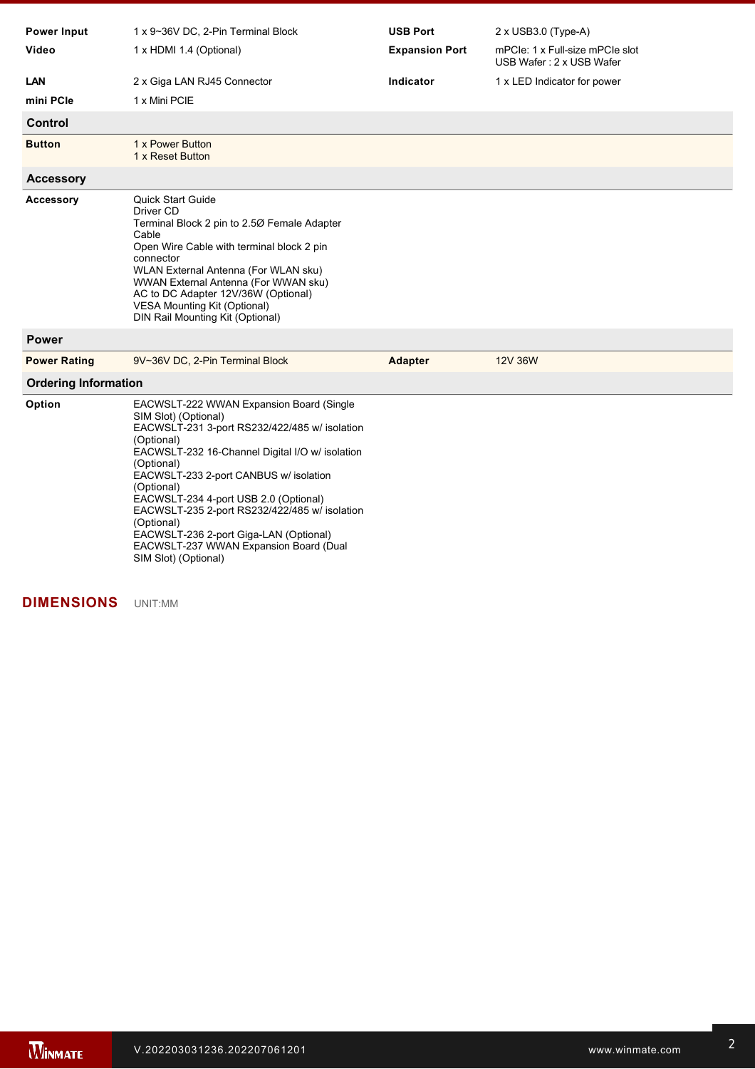| | | | |
|---|---|---|---|
| **Power Input** | 1 x 9~36V DC, 2-Pin Terminal Block | **USB Port** | 2 x USB3.0 (Type-A) |
| **Video** | 1 x HDMI 1.4 (Optional) | **Expansion Port** | mPCIe: 1 x Full-size mPCIe slot<br>USB Wafer : 2 x USB Wafer |
| **LAN** | 2 x Giga LAN RJ45 Connector | **Indicator** | 1 x LED Indicator for power |
| **mini PCIe** | 1 x Mini PCIE | | |

## Control

| | |
|---|---|
| **Button** | 1 x Power Button<br>1 x Reset Button |

## Accessory

| | |
|---|---|
| **Accessory** | Quick Start Guide<br>Driver CD<br>Terminal Block 2 pin to 2.5Ø Female Adapter Cable<br>Open Wire Cable with terminal block 2 pin connector<br>WLAN External Antenna (For WLAN sku)<br>WWAN External Antenna (For WWAN sku)<br>AC to DC Adapter 12V/36W (Optional)<br>VESA Mounting Kit (Optional)<br>DIN Rail Mounting Kit (Optional) |

## Power

| | | | |
|---|---|---|---|
| **Power Rating** | 9V~36V DC, 2-Pin Terminal Block | **Adapter** | 12V 36W |

## Ordering Information

| | |
|---|---|
| **Option** | EACWSLT-222 WWAN Expansion Board (Single SIM Slot) (Optional)<br>EACWSLT-231 3-port RS232/422/485 w/ isolation (Optional)<br>EACWSLT-232 16-Channel Digital I/O w/ isolation (Optional)<br>EACWSLT-233 2-port CANBUS w/ isolation (Optional)<br>EACWSLT-234 4-port USB 2.0 (Optional)<br>EACWSLT-235 2-port RS232/422/485 w/ isolation (Optional)<br>EACWSLT-236 2-port Giga-LAN (Optional)<br>EACWSLT-237 WWAN Expansion Board (Dual SIM Slot) (Optional) |

## DIMENSIONS

UNIT:MM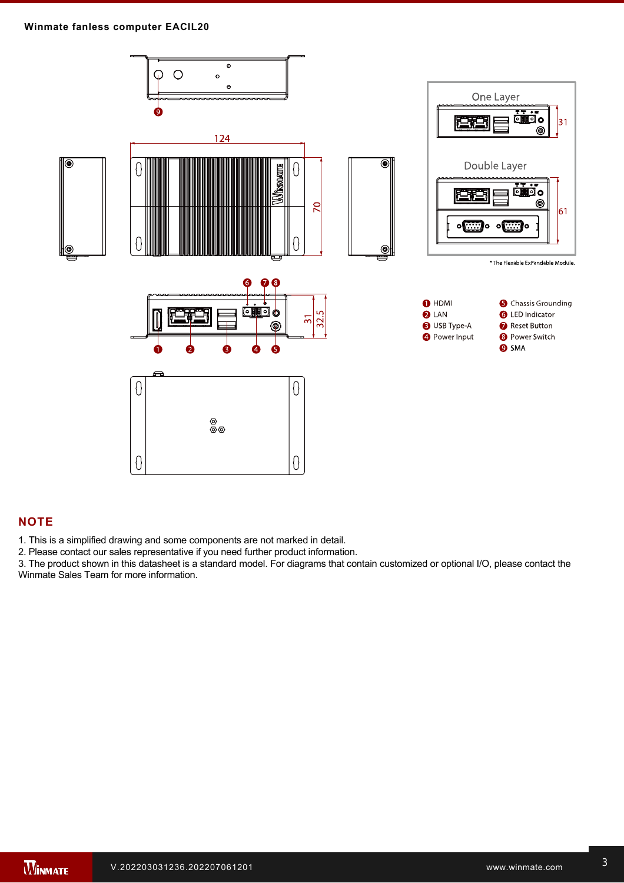**Winmate fanless computer EACIL20**

124

70

31

32.5

One Layer

31

Double Layer

61

* The Flexable ExPandable Module.

1 HDMI
2 LAN
3 USB Type-A
4 Power Input
5 Chassis Grounding
6 LED Indicator
7 Reset Button
8 Power Switch
9 SMA

## NOTE

1. This is a simplified drawing and some components are not marked in detail.
2. Please contact our sales representative if you need further product information.
3. The product shown in this datasheet is a standard model. For diagrams that contain customized or optional I/O, please contact the Winmate Sales Team for more information.